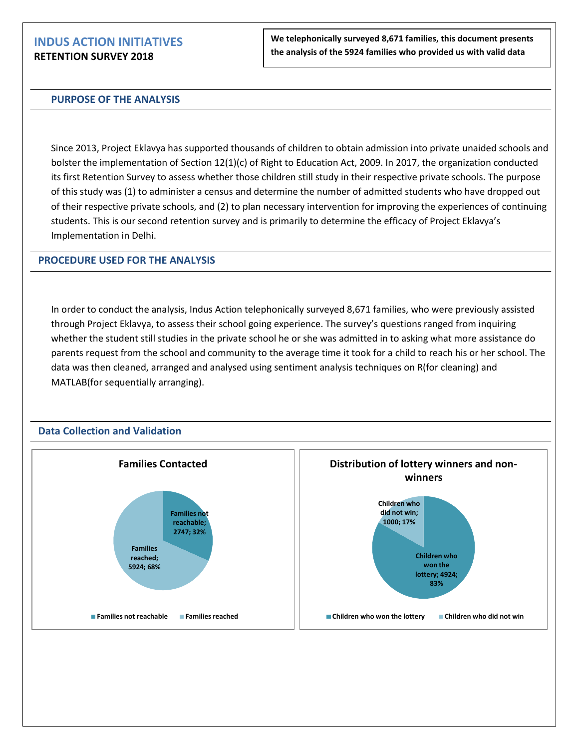# INDUS ACTION INITIATIVES

**RETENTION SURVEY 2018**

**We telephonically surveyed 8,671 families, this document presents the analysis of the 5924 families who provided us with valid data**

## PURPOSE OF THE ANALYSIS

Since 2013, Project Eklavya has supported thousands of children to obtain admission into private unaided schools and bolster the implementation of Section 12(1)(c) of Right to Education Act, 2009. In 2017, the organization conducted its first Retention Survey to assess whether those children still study in their respective private schools. The purpose of this study was (1) to administer a census and determine the number of admitted students who have dropped out of their respective private schools, and (2) to plan necessary intervention for improving the experiences of continuing students. This is our second retention survey and is primarily to determine the efficacy of Project Eklavya's Implementation in Delhi.

## PROCEDURE USED FOR THE ANALYSIS

In order to conduct the analysis, Indus Action telephonically surveyed 8,671 families, who were previously assisted through Project Eklavya, to assess their school going experience. The survey's questions ranged from inquiring whether the student still studies in the private school he or she was admitted in to asking what more assistance do parents request from the school and community to the average time it took for a child to reach his or her school. The data was then cleaned, arranged and analysed using sentiment analysis techniques on R(for cleaning) and MATLAB(for sequentially arranging).

## Data Collection and Validation

**Families Contacted**

Families not reachable; 2747; 32%

Families reached; 5924; 68%

Families not reachable
Families reached

**Distribution of lottery winners and non-winners**

Children who did not win; 1000; 17%

Children who won the lottery; 4924; 83%

Children who won the lottery
Children who did not win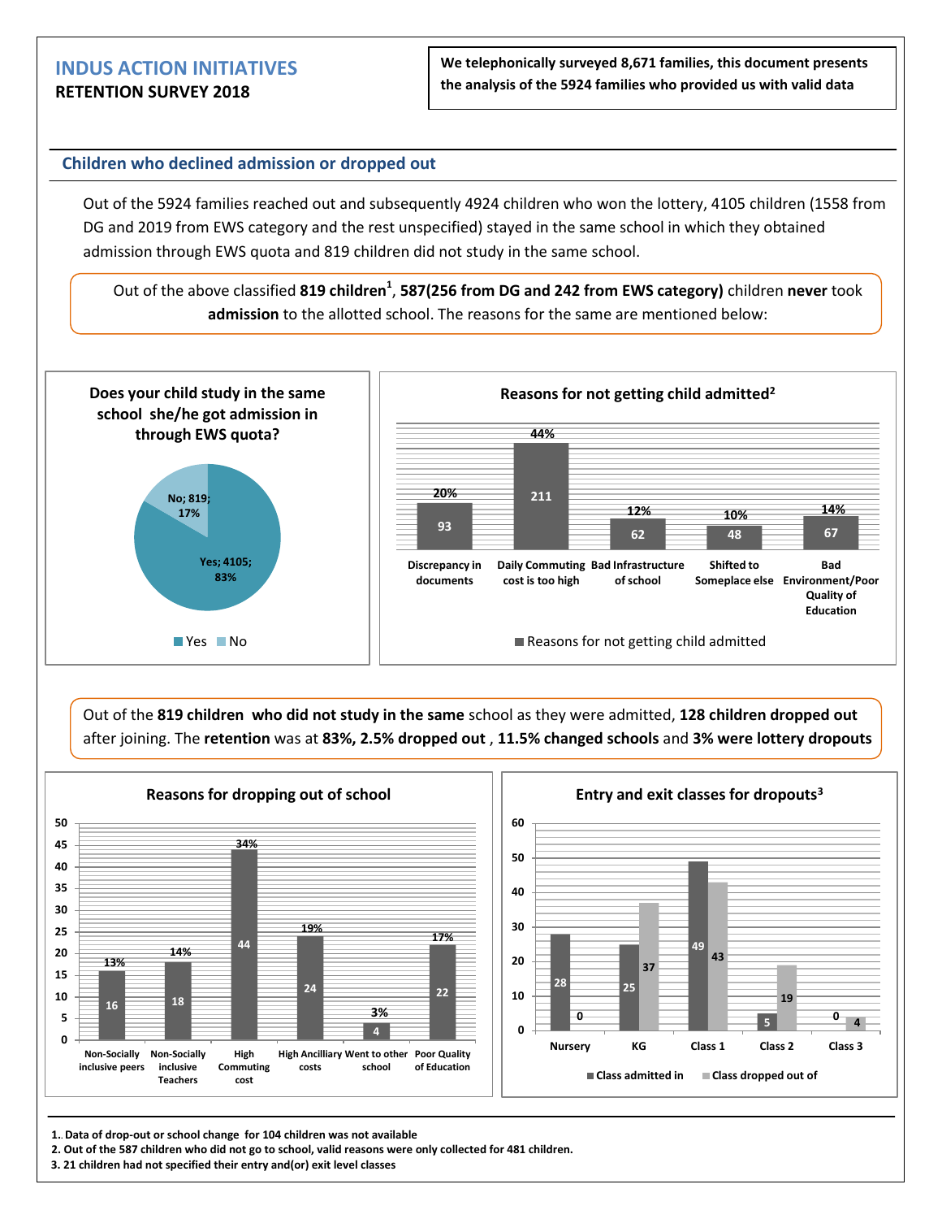## INDUS ACTION INITIATIVES
### RETENTION SURVEY 2018

**We telephonically surveyed 8,671 families, this document presents the analysis of the 5924 families who provided us with valid data**

### Children who declined admission or dropped out

Out of the 5924 families reached out and subsequently 4924 children who won the lottery, 4105 children (1558 from DG and 2019 from EWS category and the rest unspecified) stayed in the same school in which they obtained admission through EWS quota and 819 children did not study in the same school.

Out of the above classified **819 children**[1], **587(256 from DG and 242 from EWS category)** children **never** took **admission** to the allotted school. The reasons for the same are mentioned below:

**Does your child study in the same school she/he got admission in through EWS quota?**

No; 819; 17%
Yes; 4105; 83%
Yes No

**Reasons for not getting child admitted**[2]

20% 93 Discrepancy in documents
44% 211 Daily Commuting cost is too high
12% 62 Bad Infrastructure of school
10% 48 Shifted to Someplace else
14% 67 Bad Environment/Poor Quality of Education

Reasons for not getting child admitted

Out of the **819 children who did not study in the same** school as they were admitted, **128 children dropped out** after joining. The **retention** was at **83%, 2.5% dropped out**, **11.5% changed schools** and **3% were lottery dropouts**

**Reasons for dropping out of school**

0 5 10 15 20 25 30 35 40 45 50

13% 16 Non-Socially inclusive peers
14% 18 Non-Socially inclusive Teachers
34% 44 High Commuting cost
19% 24 High Ancilliary costs
3% 4 Went to other school
17% 22 Poor Quality of Education

**Entry and exit classes for dropouts**[3]

0 10 20 30 40 50 60

Nursery 28 0
KG 25 37
Class 1 49 43
Class 2 5 19
Class 3 0 4

Class admitted in Class dropped out of

1. Data of drop-out or school change for 104 children was not available
2. Out of the 587 children who did not go to school, valid reasons were only collected for 481 children.
3. 21 children had not specified their entry and(or) exit level classes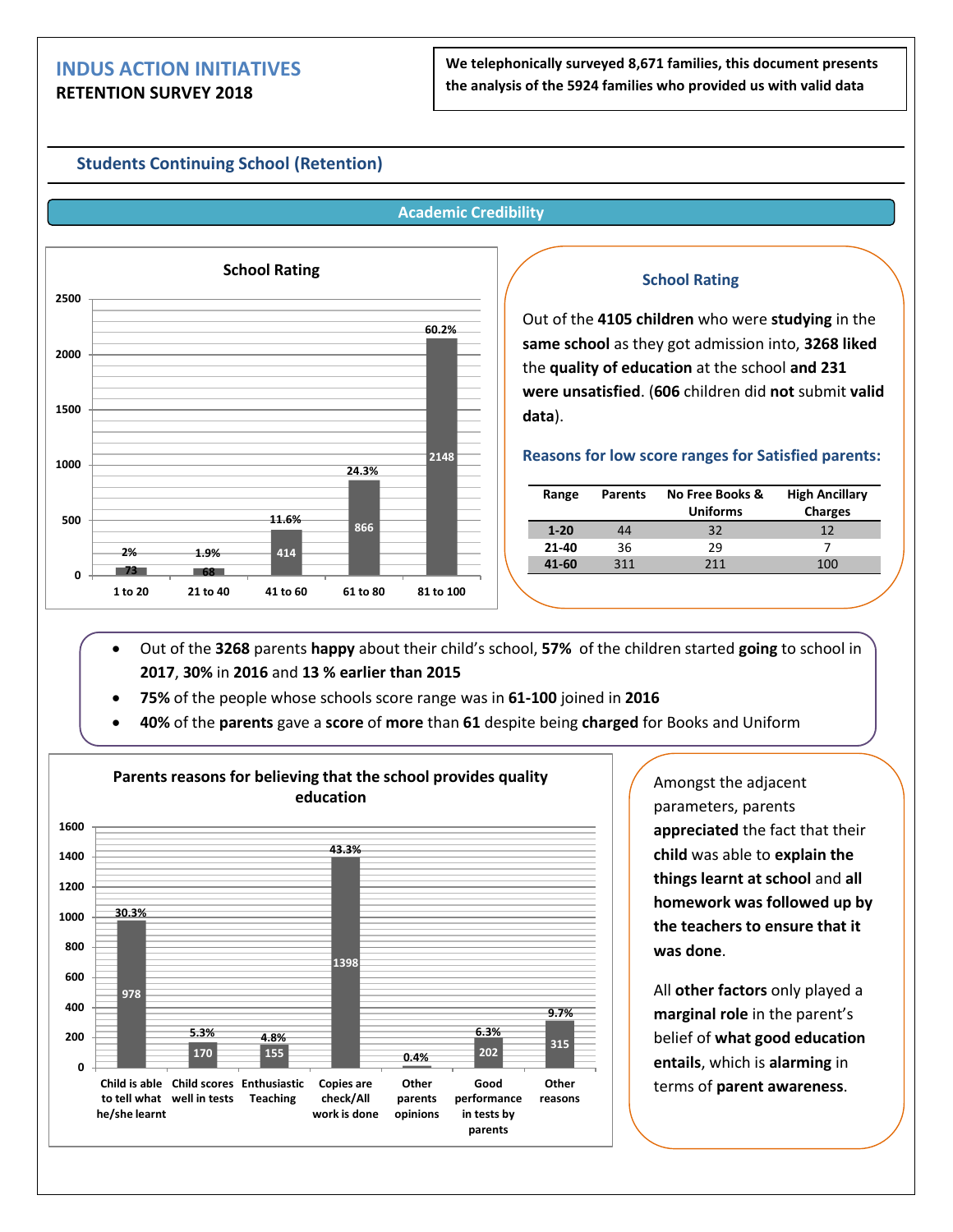## INDUS ACTION INITIATIVES
### RETENTION SURVEY 2018

**We telephonically surveyed 8,671 families, this document presents the analysis of the 5924 families who provided us with valid data**

### Students Continuing School (Retention)

#### Academic Credibility

School Rating

2500
2000
1500
1000
500
0

60.2%
2148
24.3%
866
11.6%
414
2%
73
1.9%
68

1 to 20
21 to 40
41 to 60
61 to 80
81 to 100

#### School Rating

Out of the **4105 children** who were **studying** in the **same school** as they got admission into, **3268 liked** the **quality of education** at the school **and 231 were unsatisfied**. (**606** children did **not** submit **valid data**).

**Reasons for low score ranges for Satisfied parents:**

| Range | Parents | No Free Books & Uniforms | High Ancillary Charges |
|---|---|---|---|
| **1-20** | 44 | 32 | 12 |
| **21-40** | 36 | 29 | 7 |
| **41-60** | 311 | 211 | 100 |

- Out of the **3268** parents **happy** about their child's school, **57%** of the children started **going** to school in **2017**, **30%** in **2016** and **13 % earlier than 2015**
- **75%** of the people whose schools score range was in **61-100** joined in **2016**
- **40%** of the **parents** gave a **score** of **more** than **61** despite being **charged** for Books and Uniform

Parents reasons for believing that the school provides quality education

1600
1400
1200
1000
800
600
400
200
0

30.3%
978
5.3%
170
4.8%
155
43.3%
1398
0.4%
6.3%
202
9.7%
315

Child is able to tell what he/she learnt
Child scores well in tests
Enthusiastic Teaching
Copies are check/All work is done
Other parents opinions
Good performance in tests by parents
Other reasons

Amongst the adjacent parameters, parents **appreciated** the fact that their **child** was able to **explain the things learnt at school** and **all homework was followed up by the teachers to ensure that it was done**.

All **other factors** only played a **marginal role** in the parent's belief of **what good education entails**, which is **alarming** in terms of **parent awareness**.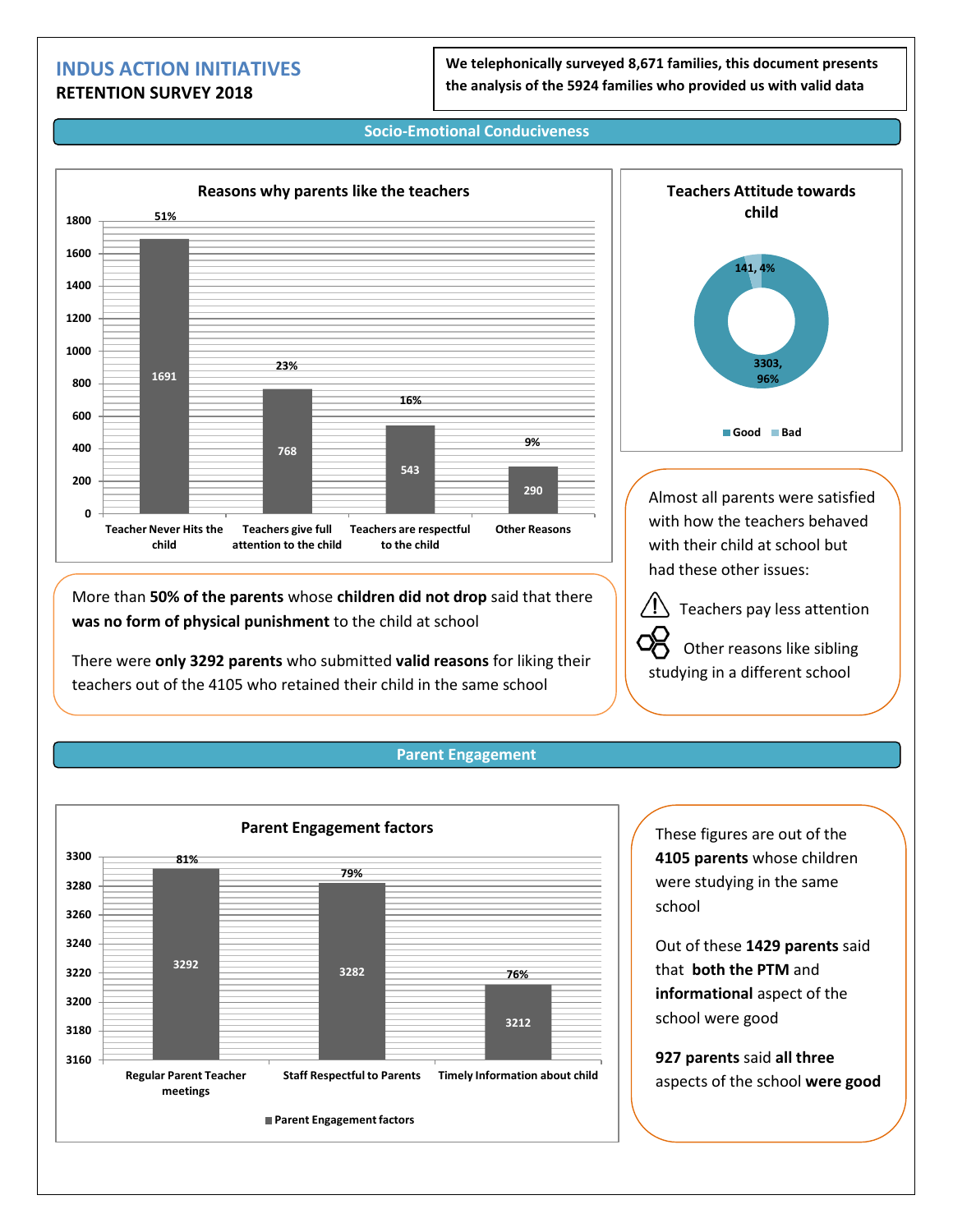# INDUS ACTION INITIATIVES

**RETENTION SURVEY 2018**

**We telephonically surveyed 8,671 families, this document presents the analysis of the 5924 families who provided us with valid data**

## Socio-Emotional Conduciveness

**Reasons why parents like the teachers**

1800
1600
1400
1200
1000
800
600
400
200
0

51%
1691
Teacher Never Hits the child

23%
768
Teachers give full attention to the child

16%
543
Teachers are respectful to the child

9%
290
Other Reasons

**Teachers Attitude towards child**

141, 4%
3303, 96%
Good
Bad

More than **50% of the parents** whose **children did not drop** said that there **was no form of physical punishment** to the child at school

There were **only 3292 parents** who submitted **valid reasons** for liking their teachers out of the 4105 who retained their child in the same school

Almost all parents were satisfied with how the teachers behaved with their child at school but had these other issues:

- Teachers pay less attention
- Other reasons like sibling studying in a different school

## Parent Engagement

**Parent Engagement factors**

3300
3280
3260
3240
3220
3200
3180
3160

81%
3292
Regular Parent Teacher meetings

79%
3282
Staff Respectful to Parents

76%
3212
Timely Information about child

Parent Engagement factors

These figures are out of the **4105 parents** whose children were studying in the same school

Out of these **1429 parents** said that **both the PTM** and **informational** aspect of the school were good

**927 parents** said **all three** aspects of the school **were good**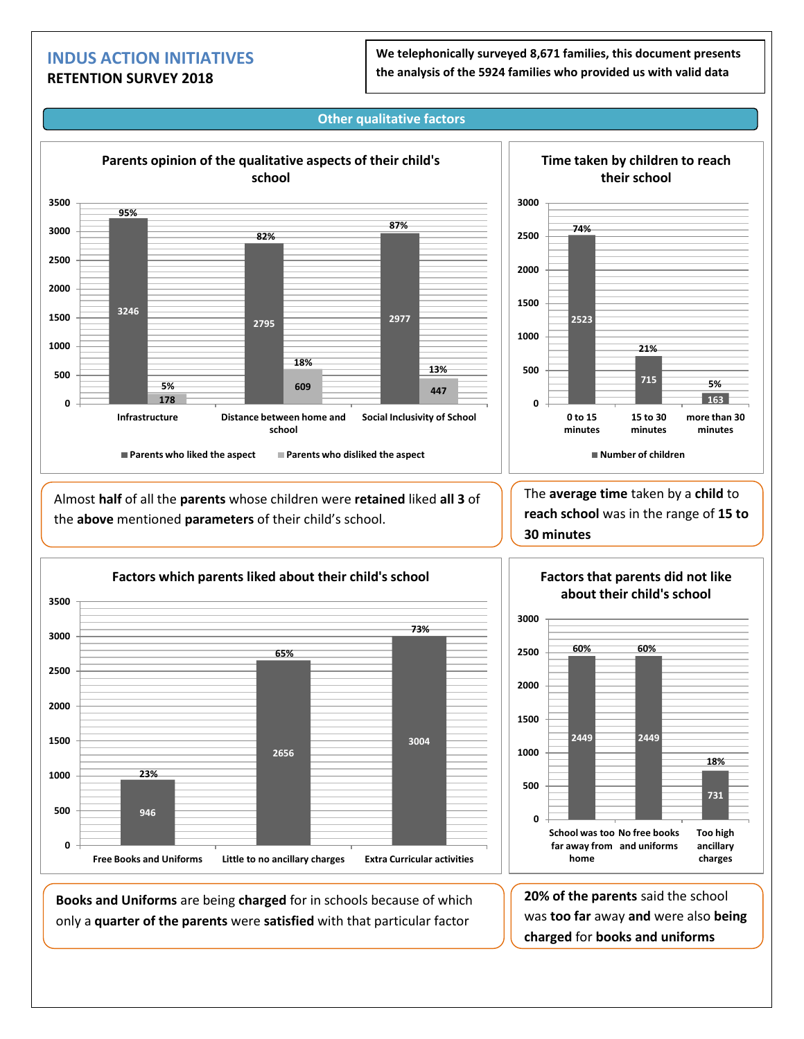## INDUS ACTION INITIATIVES
**RETENTION SURVEY 2018**

**We telephonically surveyed 8,671 families, this document presents the analysis of the 5924 families who provided us with valid data**

### Other qualitative factors

**Parents opinion of the qualitative aspects of their child's school**

3500
3000
2500
2000
1500
1000
500
0

Infrastructure: 95% 3246; 5% 178
Distance between home and school: 82% 2795; 18% 609
Social Inclusivity of School: 87% 2977; 13% 447

Parents who liked the aspect
Parents who disliked the aspect

**Time taken by children to reach their school**

3000
2500
2000
1500
1000
500
0

0 to 15 minutes: 74% 2523
15 to 30 minutes: 21% 715
more than 30 minutes: 5% 163

Number of children

Almost **half** of all the **parents** whose children were **retained** liked **all 3** of the **above** mentioned **parameters** of their child's school.

The **average time** taken by a **child** to **reach school** was in the range of **15 to 30 minutes**

**Factors which parents liked about their child's school**

3500
3000
2500
2000
1500
1000
500
0

Free Books and Uniforms: 23% 946
Little to no ancillary charges: 65% 2656
Extra Curricular activities: 73% 3004

**Factors that parents did not like about their child's school**

3000
2500
2000
1500
1000
500
0

School was too far away from home: 60% 2449
No free books and uniforms: 60% 2449
Too high ancillary charges: 18% 731

**Books and Uniforms** are being **charged** for in schools because of which only a **quarter of the parents** were **satisfied** with that particular factor

**20% of the parents** said the school was **too far** away **and** were also **being charged** for **books and uniforms**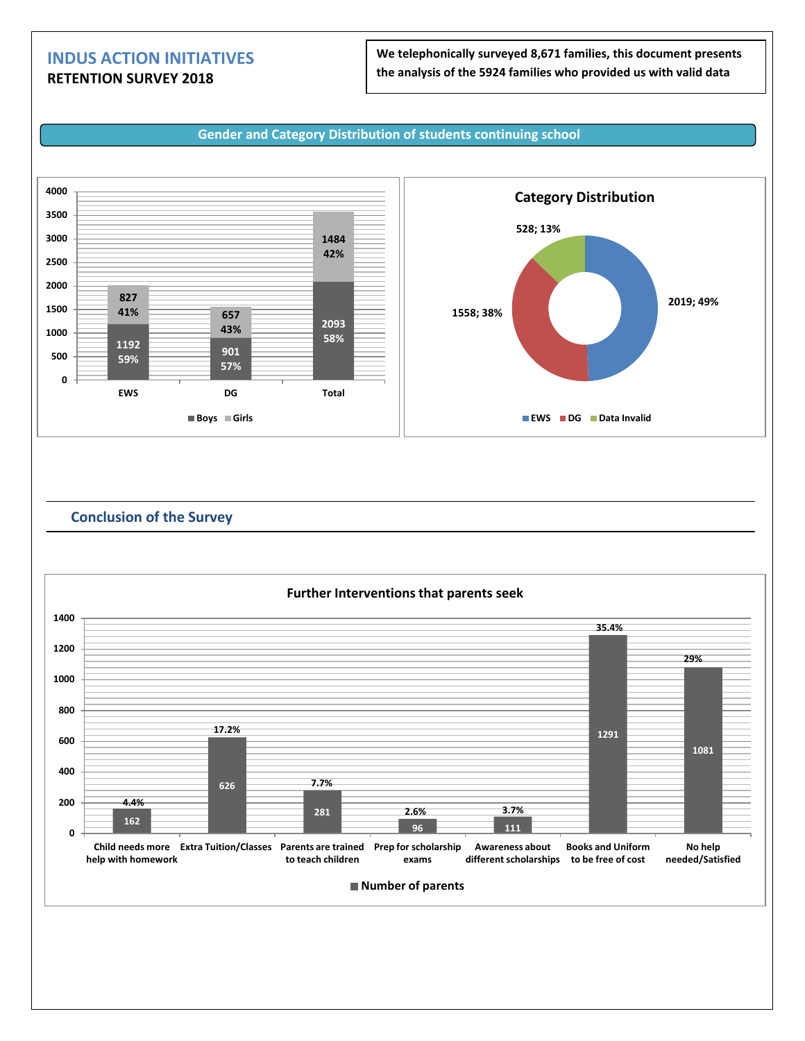# INDUS ACTION INITIATIVES

## RETENTION SURVEY 2018

**We telephonically surveyed 8,671 families, this document presents the analysis of the 5924 families who provided us with valid data**

### Gender and Category Distribution of students continuing school

4000
3500
3000
2500
2000
1500
1000
500
0

EWS: 1192 59% (Boys); 827 41% (Girls)
DG: 901 57% (Boys); 657 43% (Girls)
Total: 2093 58% (Boys); 1484 42% (Girls)

Boys Girls

**Category Distribution**

2019; 49%
1558; 38%
528; 13%

EWS DG Data Invalid

## Conclusion of the Survey

**Further Interventions that parents seek**

1400
1200
1000
800
600
400
200
0

Child needs more help with homework: 162, 4.4%
Extra Tuition/Classes: 626, 17.2%
Parents are trained to teach children: 281, 7.7%
Prep for scholarship exams: 96, 2.6%
Awareness about different scholarships: 111, 3.7%
Books and Uniform to be free of cost: 1291, 35.4%
No help needed/Satisfied: 1081, 29%

Number of parents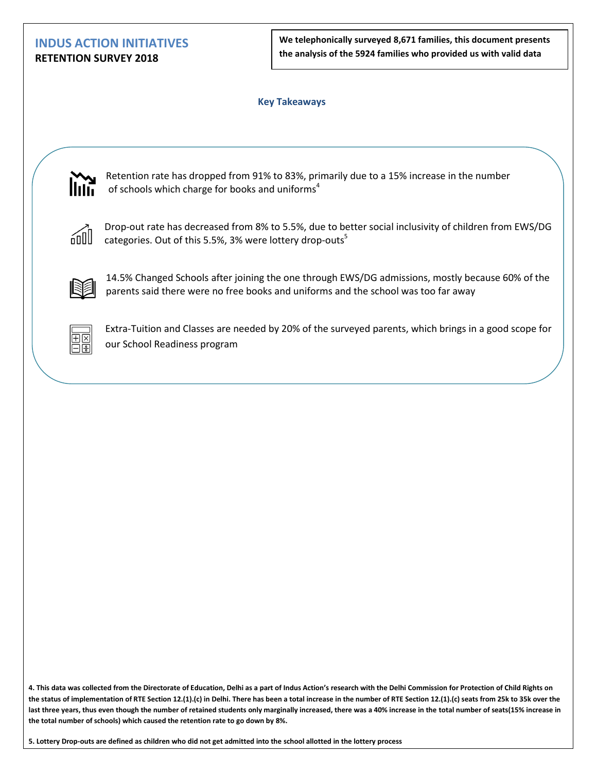## INDUS ACTION INITIATIVES

**RETENTION SURVEY 2018**

**We telephonically surveyed 8,671 families, this document presents the analysis of the 5924 families who provided us with valid data**

### Key Takeaways

- Retention rate has dropped from 91% to 83%, primarily due to a 15% increase in the number of schools which charge for books and uniforms[4]

- Drop-out rate has decreased from 8% to 5.5%, due to better social inclusivity of children from EWS/DG categories. Out of this 5.5%, 3% were lottery drop-outs[5]

- 14.5% Changed Schools after joining the one through EWS/DG admissions, mostly because 60% of the parents said there were no free books and uniforms and the school was too far away

- Extra-Tuition and Classes are needed by 20% of the surveyed parents, which brings in a good scope for our School Readiness program

**4. This data was collected from the Directorate of Education, Delhi as a part of Indus Action's research with the Delhi Commission for Protection of Child Rights on the status of implementation of RTE Section 12.(1).(c) in Delhi. There has been a total increase in the number of RTE Section 12.(1).(c) seats from 25k to 35k over the last three years, thus even though the number of retained students only marginally increased, there was a 40% increase in the total number of seats(15% increase in the total number of schools) which caused the retention rate to go down by 8%.**

**5. Lottery Drop-outs are defined as children who did not get admitted into the school allotted in the lottery process**